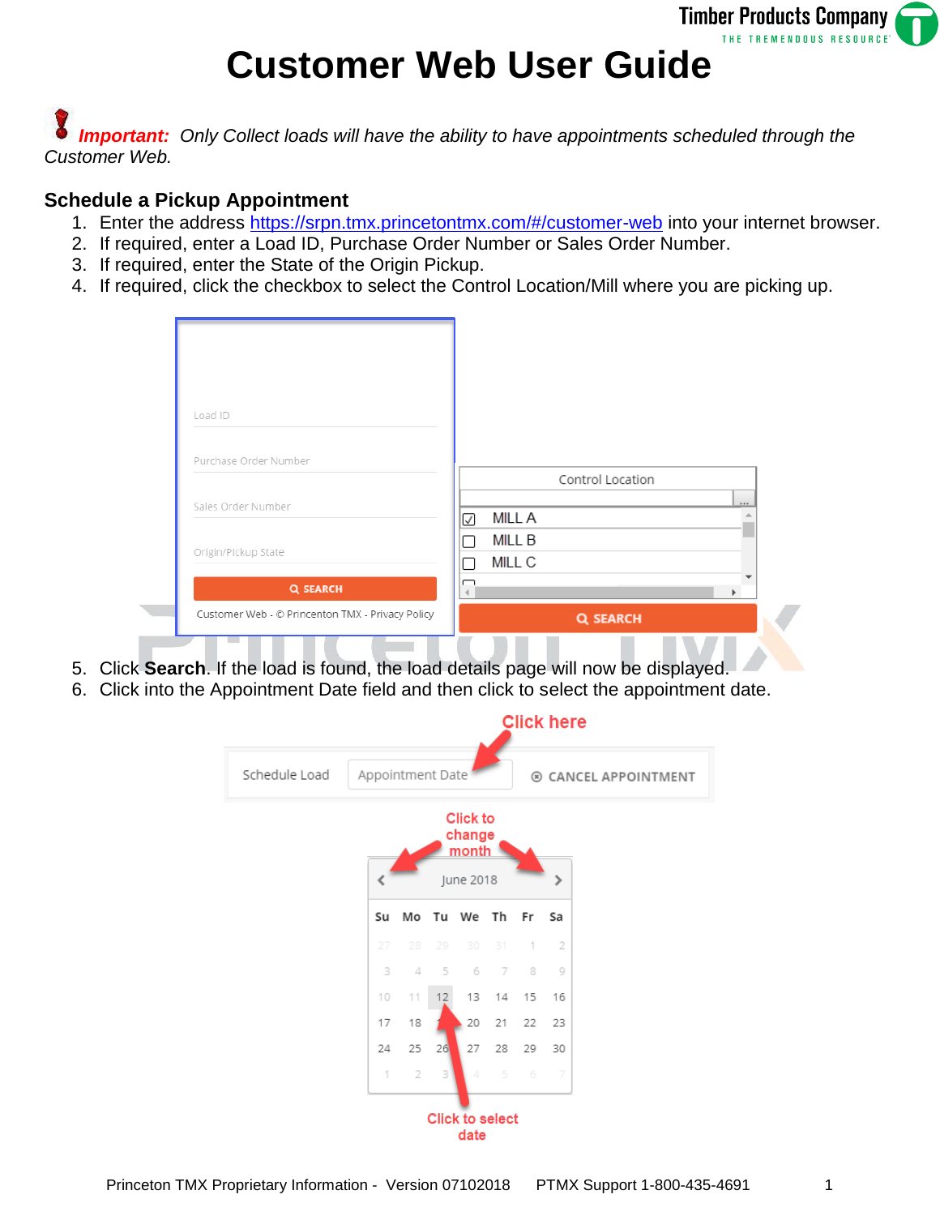# Customer Web User Guide

***Important:*** *Only Collect loads will have the ability to have appointments scheduled through the Customer Web.*

### Schedule a Pickup Appointment

1. Enter the address https://srpn.tmx.princetontmx.com/#/customer-web into your internet browser.
2. If required, enter a Load ID, Purchase Order Number or Sales Order Number.
3. If required, enter the State of the Origin Pickup.
4. If required, click the checkbox to select the Control Location/Mill where you are picking up.

5. Click **Search**. If the load is found, the load details page will now be displayed.
6. Click into the Appointment Date field and then click to select the appointment date.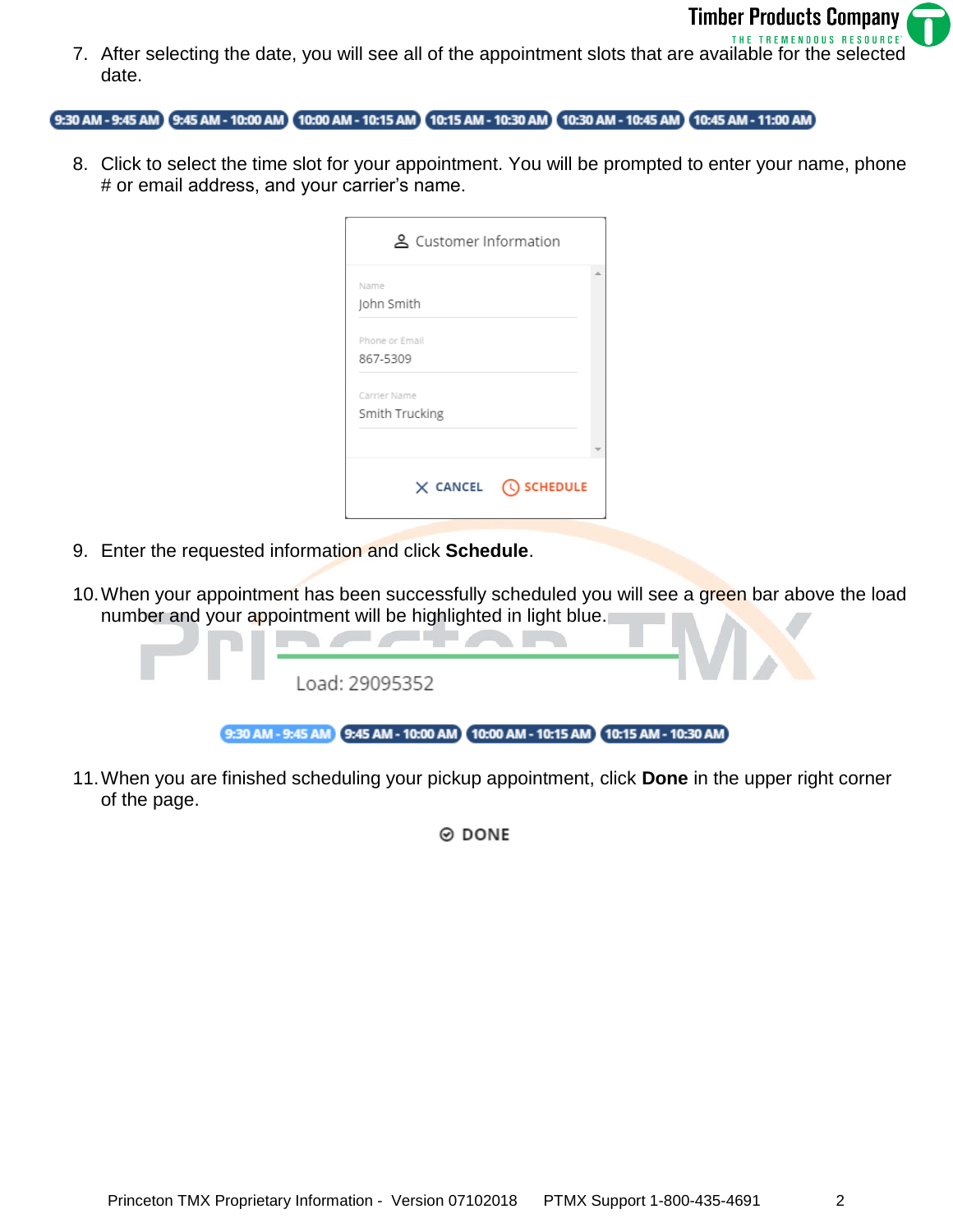7. After selecting the date, you will see all of the appointment slots that are available for the selected date.

9:30 AM - 9:45 AM | 9:45 AM - 10:00 AM | 10:00 AM - 10:15 AM | 10:15 AM - 10:30 AM | 10:30 AM - 10:45 AM | 10:45 AM - 11:00 AM

8. Click to select the time slot for your appointment. You will be prompted to enter your name, phone # or email address, and your carrier's name.

Customer Information

Name
John Smith

Phone or Email
867-5309

Carrier Name
Smith Trucking

CANCEL SCHEDULE

9. Enter the requested information and click **Schedule**.

10. When your appointment has been successfully scheduled you will see a green bar above the load number and your appointment will be highlighted in light blue.

Load: 29095352

9:30 AM - 9:45 AM | 9:45 AM - 10:00 AM | 10:00 AM - 10:15 AM | 10:15 AM - 10:30 AM

11. When you are finished scheduling your pickup appointment, click **Done** in the upper right corner of the page.

DONE